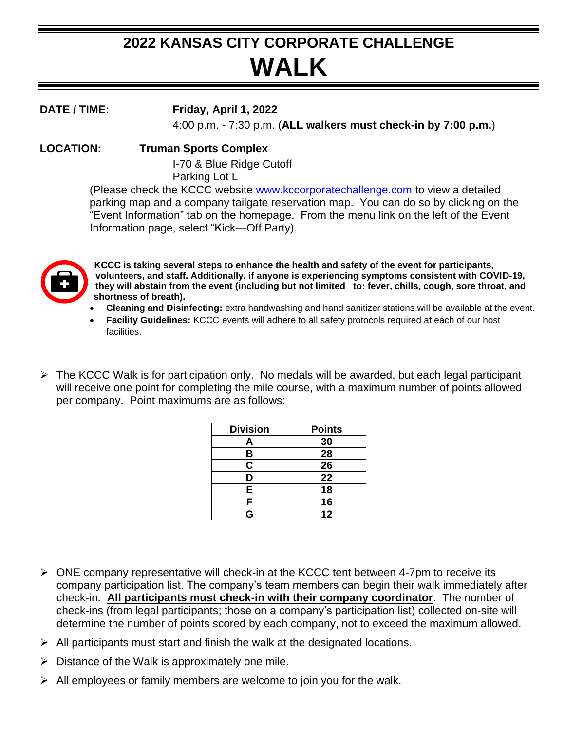# 2022 KANSAS CITY CORPORATE CHALLENGE

# WALK

**DATE / TIME:** **Friday, April 1, 2022**
4:00 p.m. - 7:30 p.m. (**ALL walkers must check-in by 7:00 p.m.**)

**LOCATION:** **Truman Sports Complex**
I-70 & Blue Ridge Cutoff
Parking Lot L
(Please check the KCCC website [www.kccorporatechallenge.com](www.kccorporatechallenge.com) to view a detailed parking map and a company tailgate reservation map. You can do so by clicking on the "Event Information" tab on the homepage. From the menu link on the left of the Event Information page, select "Kick—Off Party).

**KCCC is taking several steps to enhance the health and safety of the event for participants, volunteers, and staff. Additionally, if anyone is experiencing symptoms consistent with COVID-19, they will abstain from the event (including but not limited to: fever, chills, cough, sore throat, and shortness of breath).**

- **Cleaning and Disinfecting:** extra handwashing and hand sanitizer stations will be available at the event.
- **Facility Guidelines:** KCCC events will adhere to all safety protocols required at each of our host facilities.

- The KCCC Walk is for participation only. No medals will be awarded, but each legal participant will receive one point for completing the mile course, with a maximum number of points allowed per company. Point maximums are as follows:

| Division | Points |
|---|---|
| A | 30 |
| B | 28 |
| C | 26 |
| D | 22 |
| E | 18 |
| F | 16 |
| G | 12 |

- ONE company representative will check-in at the KCCC tent between 4-7pm to receive its company participation list. The company's team members can begin their walk immediately after check-in. **<u>All participants must check-in with their company coordinator</u>**. The number of check-ins (from legal participants; those on a company's participation list) collected on-site will determine the number of points scored by each company, not to exceed the maximum allowed.
- All participants must start and finish the walk at the designated locations.
- Distance of the Walk is approximately one mile.
- All employees or family members are welcome to join you for the walk.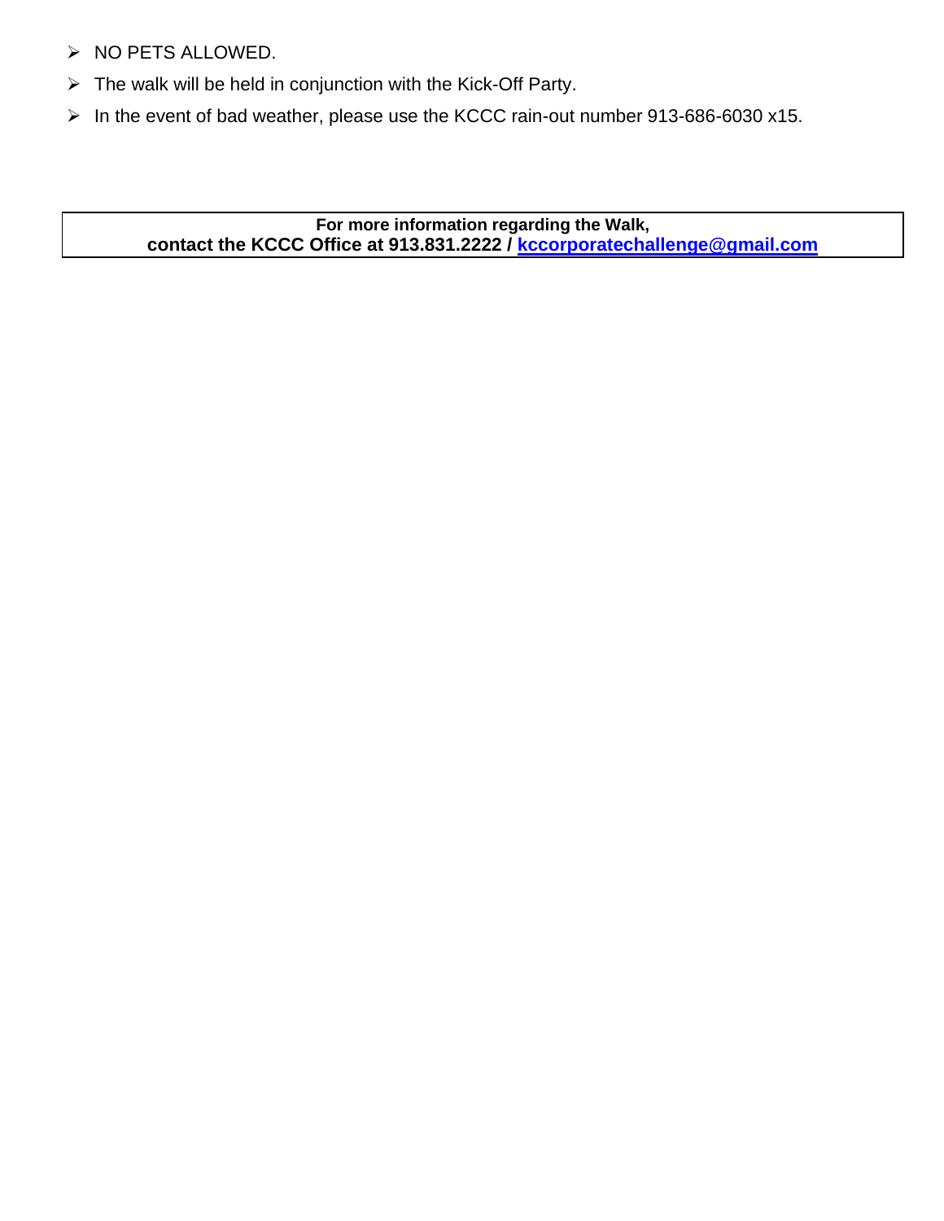- NO PETS ALLOWED.
- The walk will be held in conjunction with the Kick-Off Party.
- In the event of bad weather, please use the KCCC rain-out number 913-686-6030 x15.

**For more information regarding the Walk,**
**contact the KCCC Office at 913.831.2222 / kccorporatechallenge@gmail.com**